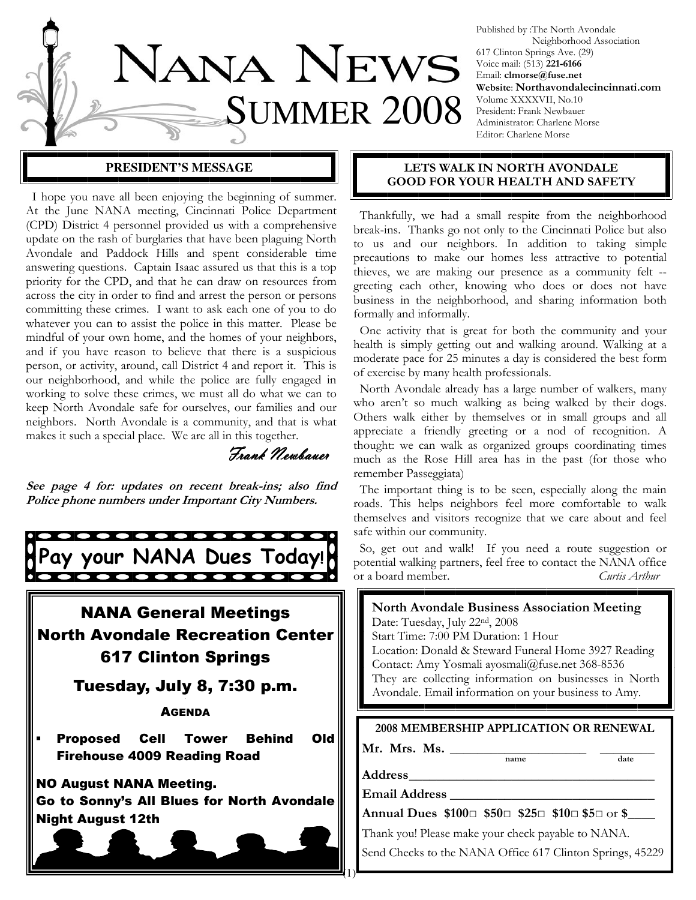# NANA NEWS
## SUMMER 2008

Published by :The North Avondale Neighborhood Association
617 Clinton Springs Ave. (29)
Voice mail: (513) **221-6166**
Email: **clmorse@fuse.net**
**Website**: **Northavondalecincinnati.com**
Volume XXXXVII, No.10
President: Frank Newbauer
Administrator: Charlene Morse
Editor: Charlene Morse

### PRESIDENT'S MESSAGE

I hope you nave all been enjoying the beginning of summer. At the June NANA meeting, Cincinnati Police Department (CPD) District 4 personnel provided us with a comprehensive update on the rash of burglaries that have been plaguing North Avondale and Paddock Hills and spent considerable time answering questions. Captain Isaac assured us that this is a top priority for the CPD, and that he can draw on resources from across the city in order to find and arrest the person or persons committing these crimes. I want to ask each one of you to do whatever you can to assist the police in this matter. Please be mindful of your own home, and the homes of your neighbors, and if you have reason to believe that there is a suspicious person, or activity, around, call District 4 and report it. This is our neighborhood, and while the police are fully engaged in working to solve these crimes, we must all do what we can to keep North Avondale safe for ourselves, our families and our neighbors. North Avondale is a community, and that is what makes it such a special place. We are all in this together.

*Frank Newbauer*

***See page 4 for: updates on recent break-ins; also find Police phone numbers under Important City Numbers.***

## Pay your NANA Dues Today!

## NANA General Meetings
## North Avondale Recreation Center
## 617 Clinton Springs

### Tuesday, July 8, 7:30 p.m.

**AGENDA**

- **Proposed Cell Tower Behind Old Firehouse 4009 Reading Road**

**NO August NANA Meeting.**
**Go to Sonny's All Blues for North Avondale Night August 12th**

### LETS WALK IN NORTH AVONDALE GOOD FOR YOUR HEALTH AND SAFETY

Thankfully, we had a small respite from the neighborhood break-ins. Thanks go not only to the Cincinnati Police but also to us and our neighbors. In addition to taking simple precautions to make our homes less attractive to potential thieves, we are making our presence as a community felt -- greeting each other, knowing who does or does not have business in the neighborhood, and sharing information both formally and informally.

One activity that is great for both the community and your health is simply getting out and walking around. Walking at a moderate pace for 25 minutes a day is considered the best form of exercise by many health professionals.

North Avondale already has a large number of walkers, many who aren't so much walking as being walked by their dogs. Others walk either by themselves or in small groups and all appreciate a friendly greeting or a nod of recognition. A thought: we can walk as organized groups coordinating times much as the Rose Hill area has in the past (for those who remember Passeggiata)

The important thing is to be seen, especially along the main roads. This helps neighbors feel more comfortable to walk themselves and visitors recognize that we care about and feel safe within our community.

So, get out and walk! If you need a route suggestion or potential walking partners, feel free to contact the NANA office or a board member.

*Curtis Arthur*

**North Avondale Business Association Meeting**
Date: Tuesday, July 22nd, 2008
Start Time: 7:00 PM Duration: 1 Hour
Location: Donald & Steward Funeral Home 3927 Reading
Contact: Amy Yosmali ayosmali@fuse.net 368-8536
They are collecting information on businesses in North Avondale. Email information on your business to Amy.

**2008 MEMBERSHIP APPLICATION OR RENEWAL**

**Mr. Mrs. Ms.** ____________________ (name) ________ (date)

**Address**________________________________

**Email Address** ___________________________

**Annual Dues $100□ $50□ $25□ $10□ $5□** or **$____**

Thank you! Please make your check payable to NANA.

Send Checks to the NANA Office 617 Clinton Springs, 45229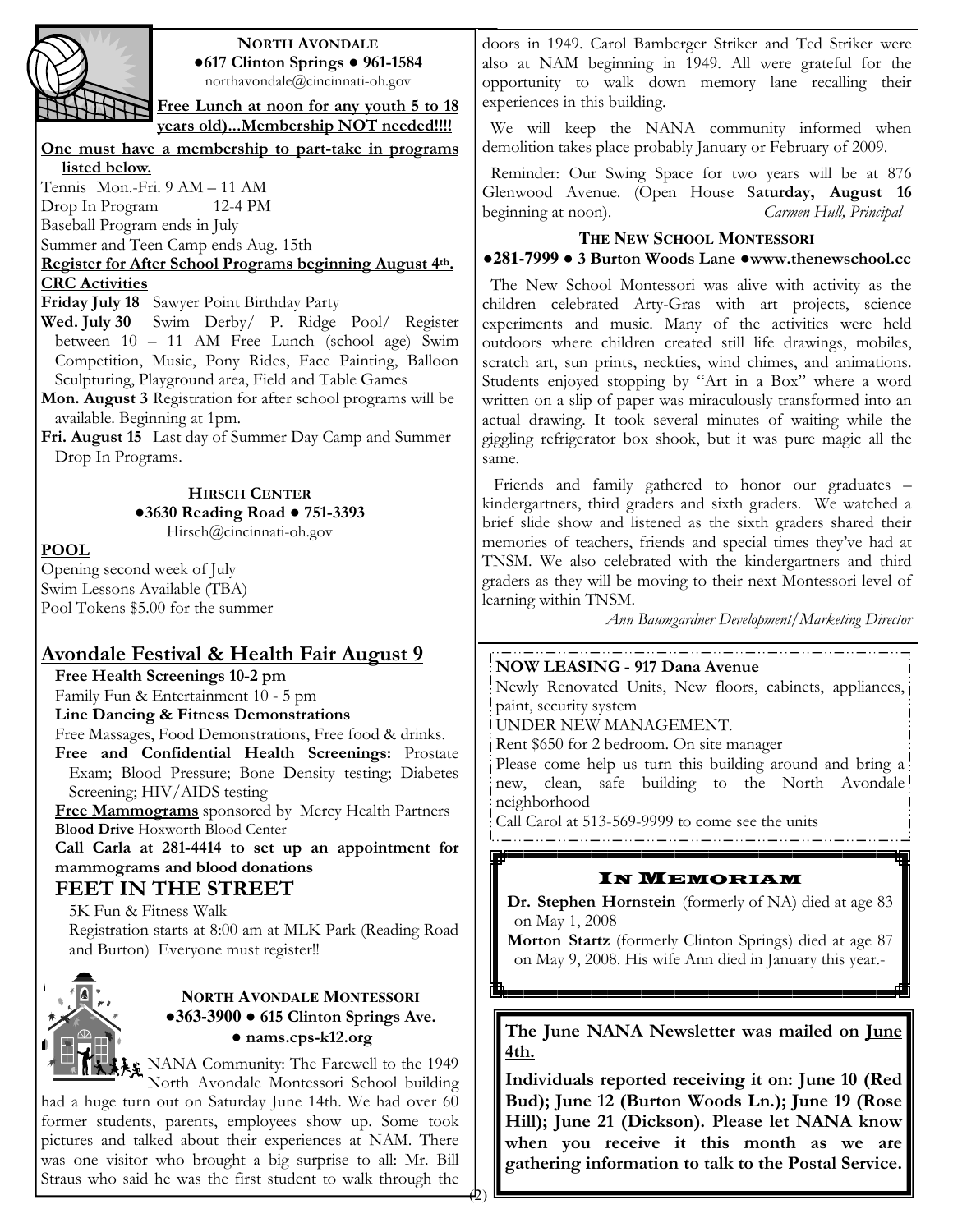## NORTH AVONDALE

**●617 Clinton Springs ● 961-1584**

northavondale@cincinnati-oh.gov

**Free Lunch at noon for any youth 5 to 18 years old)...Membership NOT needed!!!!**

**One must have a membership to part-take in programs listed below.**

Tennis Mon.-Fri. 9 AM – 11 AM
Drop In Program 12-4 PM
Baseball Program ends in July
Summer and Teen Camp ends Aug. 15th

**Register for After School Programs beginning August 4th.**

**CRC Activities**

**Friday July 18** Sawyer Point Birthday Party

**Wed. July 30** Swim Derby/ P. Ridge Pool/ Register between 10 – 11 AM Free Lunch (school age) Swim Competition, Music, Pony Rides, Face Painting, Balloon Sculpturing, Playground area, Field and Table Games

**Mon. August 3** Registration for after school programs will be available. Beginning at 1pm.

**Fri. August 15** Last day of Summer Day Camp and Summer Drop In Programs.

## HIRSCH CENTER

**●3630 Reading Road ● 751-3393**

Hirsch@cincinnati-oh.gov

**POOL**

Opening second week of July
Swim Lessons Available (TBA)
Pool Tokens $5.00 for the summer

## Avondale Festival & Health Fair August 9

**Free Health Screenings 10-2 pm**

Family Fun & Entertainment 10 - 5 pm

**Line Dancing & Fitness Demonstrations**

Free Massages, Food Demonstrations, Free food & drinks.

**Free and Confidential Health Screenings:** Prostate Exam; Blood Pressure; Bone Density testing; Diabetes Screening; HIV/AIDS testing

**Free Mammograms** sponsored by Mercy Health Partners

**Blood Drive** Hoxworth Blood Center

**Call Carla at 281-4414 to set up an appointment for mammograms and blood donations**

### FEET IN THE STREET

5K Fun & Fitness Walk

Registration starts at 8:00 am at MLK Park (Reading Road and Burton) Everyone must register!!

## NORTH AVONDALE MONTESSORI

**●363-3900 ● 615 Clinton Springs Ave.**

**● nams.cps-k12.org**

NANA Community: The Farewell to the 1949 North Avondale Montessori School building had a huge turn out on Saturday June 14th. We had over 60 former students, parents, employees show up. Some took pictures and talked about their experiences at NAM. There was one visitor who brought a big surprise to all: Mr. Bill Straus who said he was the first student to walk through the doors in 1949. Carol Bamberger Striker and Ted Striker were also at NAM beginning in 1949. All were grateful for the opportunity to walk down memory lane recalling their experiences in this building.

We will keep the NANA community informed when demolition takes place probably January or February of 2009.

Reminder: Our Swing Space for two years will be at 876 Glenwood Avenue. (Open House **Saturday, August 16** beginning at noon). *Carmen Hull, Principal*

## THE NEW SCHOOL MONTESSORI

**●281-7999 ● 3 Burton Woods Lane ●www.thenewschool.cc**

The New School Montessori was alive with activity as the children celebrated Arty-Gras with art projects, science experiments and music. Many of the activities were held outdoors where children created still life drawings, mobiles, scratch art, sun prints, neckties, wind chimes, and animations. Students enjoyed stopping by "Art in a Box" where a word written on a slip of paper was miraculously transformed into an actual drawing. It took several minutes of waiting while the giggling refrigerator box shook, but it was pure magic all the same.

Friends and family gathered to honor our graduates – kindergartners, third graders and sixth graders. We watched a brief slide show and listened as the sixth graders shared their memories of teachers, friends and special times they've had at TNSM. We also celebrated with the kindergartners and third graders as they will be moving to their next Montessori level of learning within TNSM.

*Ann Baumgardner Development/Marketing Director*

**NOW LEASING - 917 Dana Avenue**

Newly Renovated Units, New floors, cabinets, appliances, paint, security system

UNDER NEW MANAGEMENT.

Rent $650 for 2 bedroom. On site manager

Please come help us turn this building around and bring a new, clean, safe building to the North Avondale neighborhood

Call Carol at 513-569-9999 to come see the units

## IN MEMORIAM

**Dr. Stephen Hornstein** (formerly of NA) died at age 83 on May 1, 2008

**Morton Startz** (formerly Clinton Springs) died at age 87 on May 9, 2008. His wife Ann died in January this year.-

**The June NANA Newsletter was mailed on June 4th.**

**Individuals reported receiving it on: June 10 (Red Bud); June 12 (Burton Woods Ln.); June 19 (Rose Hill); June 21 (Dickson). Please let NANA know when you receive it this month as we are gathering information to talk to the Postal Service.**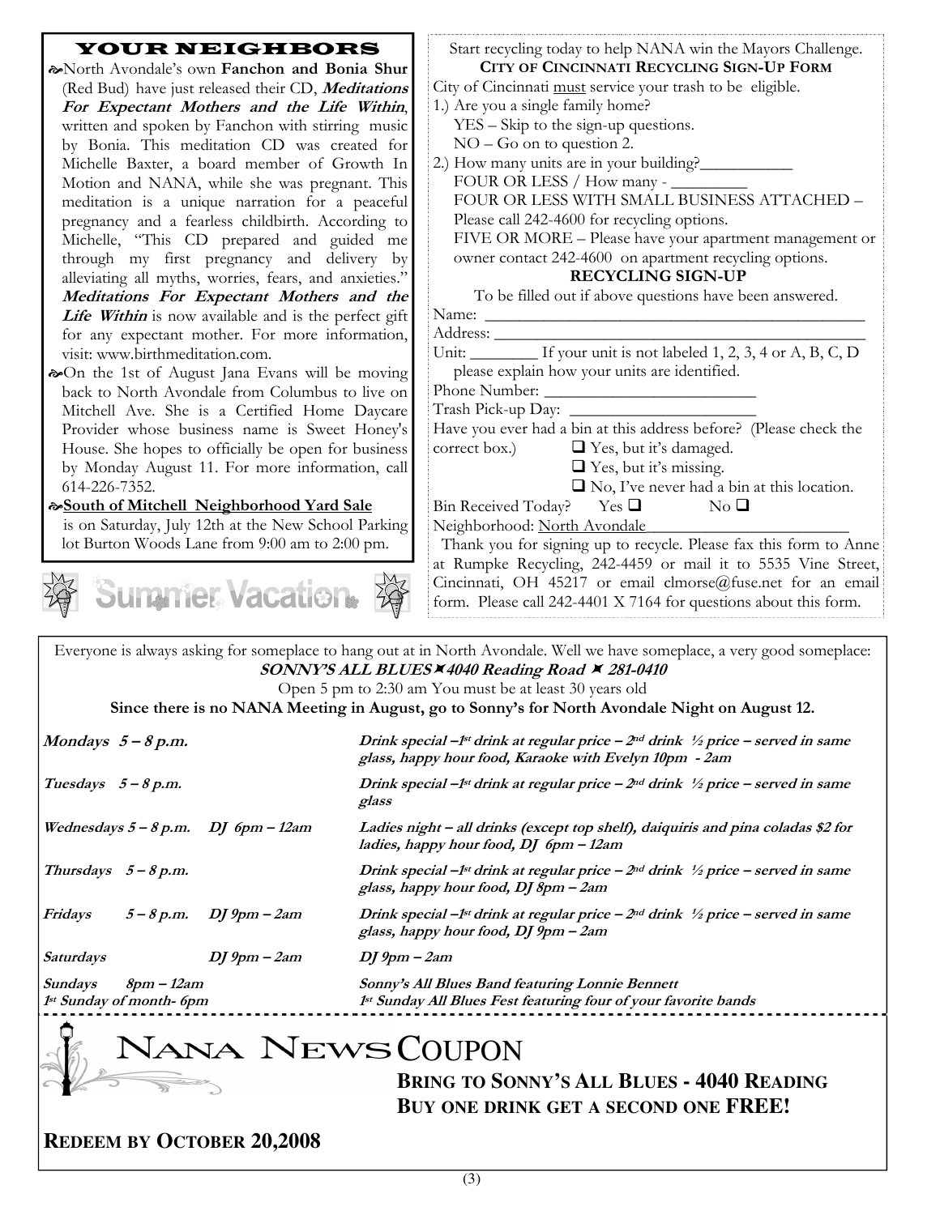## YOUR NEIGHBORS

- North Avondale's own **Fanchon and Bonia Shur** (Red Bud) have just released their CD, ***Meditations For Expectant Mothers and the Life Within***, written and spoken by Fanchon with stirring music by Bonia. This meditation CD was created for Michelle Baxter, a board member of Growth In Motion and NANA, while she was pregnant. This meditation is a unique narration for a peaceful pregnancy and a fearless childbirth. According to Michelle, "This CD prepared and guided me through my first pregnancy and delivery by alleviating all myths, worries, fears, and anxieties." ***Meditations For Expectant Mothers and the Life Within*** is now available and is the perfect gift for any expectant mother. For more information, visit: www.birthmeditation.com.
- On the 1st of August Jana Evans will be moving back to North Avondale from Columbus to live on Mitchell Ave. She is a Certified Home Daycare Provider whose business name is Sweet Honey's House. She hopes to officially be open for business by Monday August 11. For more information, call 614-226-7352.
- **South of Mitchell Neighborhood Yard Sale** is on Saturday, July 12th at the New School Parking lot Burton Woods Lane from 9:00 am to 2:00 pm.

Summer Vacation

Start recycling today to help NANA win the Mayors Challenge.

### CITY OF CINCINNATI RECYCLING SIGN-UP FORM

City of Cincinnati must service your trash to be eligible.

1.) Are you a single family home?
 YES – Skip to the sign-up questions.
 NO – Go on to question 2.
2.) How many units are in your building?___________
 FOUR OR LESS / How many - _________
 FOUR OR LESS WITH SMALL BUSINESS ATTACHED – Please call 242-4600 for recycling options.
 FIVE OR MORE – Please have your apartment management or owner contact 242-4600 on apartment recycling options.

**RECYCLING SIGN-UP**

To be filled out if above questions have been answered.

Name: ______________________________________________

Address: ____________________________________________

Unit: ________ If your unit is not labeled 1, 2, 3, 4 or A, B, C, D please explain how your units are identified.

Phone Number: ________________________

Trash Pick-up Day: ______________________

Have you ever had a bin at this address before? (Please check the correct box.)
- ❑ Yes, but it's damaged.
- ❑ Yes, but it's missing.
- ❑ No, I've never had a bin at this location.

Bin Received Today? Yes ❑ No ❑

Neighborhood: North Avondale_______________________

Thank you for signing up to recycle. Please fax this form to Anne at Rumpke Recycling, 242-4459 or mail it to 5535 Vine Street, Cincinnati, OH 45217 or email clmorse@fuse.net for an email form. Please call 242-4401 X 7164 for questions about this form.

---

Everyone is always asking for someplace to hang out at in North Avondale. Well we have someplace, a very good someplace:

***SONNY'S ALL BLUES ⌘ 4040 Reading Road ⌘ 281-0410***

Open 5 pm to 2:30 am You must be at least 30 years old

**Since there is no NANA Meeting in August, go to Sonny's for North Avondale Night on August 12.**

| | |
|---|---|
| ***Mondays 5 – 8 p.m.*** | ***Drink special –1st drink at regular price – 2nd drink ½ price – served in same glass, happy hour food, Karaoke with Evelyn 10pm - 2am*** |
| ***Tuesdays 5 – 8 p.m.*** | ***Drink special –1st drink at regular price – 2nd drink ½ price – served in same glass*** |
| ***Wednesdays 5 – 8 p.m. DJ 6pm – 12am*** | ***Ladies night – all drinks (except top shelf), daiquiris and pina coladas $2 for ladies, happy hour food, DJ 6pm – 12am*** |
| ***Thursdays 5 – 8 p.m.*** | ***Drink special –1st drink at regular price – 2nd drink ½ price – served in same glass, happy hour food, DJ 8pm – 2am*** |
| ***Fridays 5 – 8 p.m. DJ 9pm – 2am*** | ***Drink special –1st drink at regular price – 2nd drink ½ price – served in same glass, happy hour food, DJ 9pm – 2am*** |
| ***Saturdays DJ 9pm – 2am*** | ***DJ 9pm – 2am*** |
| ***Sundays 8pm – 12am***<br>***1st Sunday of month- 6pm*** | ***Sonny's All Blues Band featuring Lonnie Bennett***<br>***1st Sunday All Blues Fest featuring four of your favorite bands*** |

---

## NANA NEWS COUPON

**BRING TO SONNY'S ALL BLUES - 4040 READING**
**BUY ONE DRINK GET A SECOND ONE FREE!**

**REDEEM BY OCTOBER 20,2008**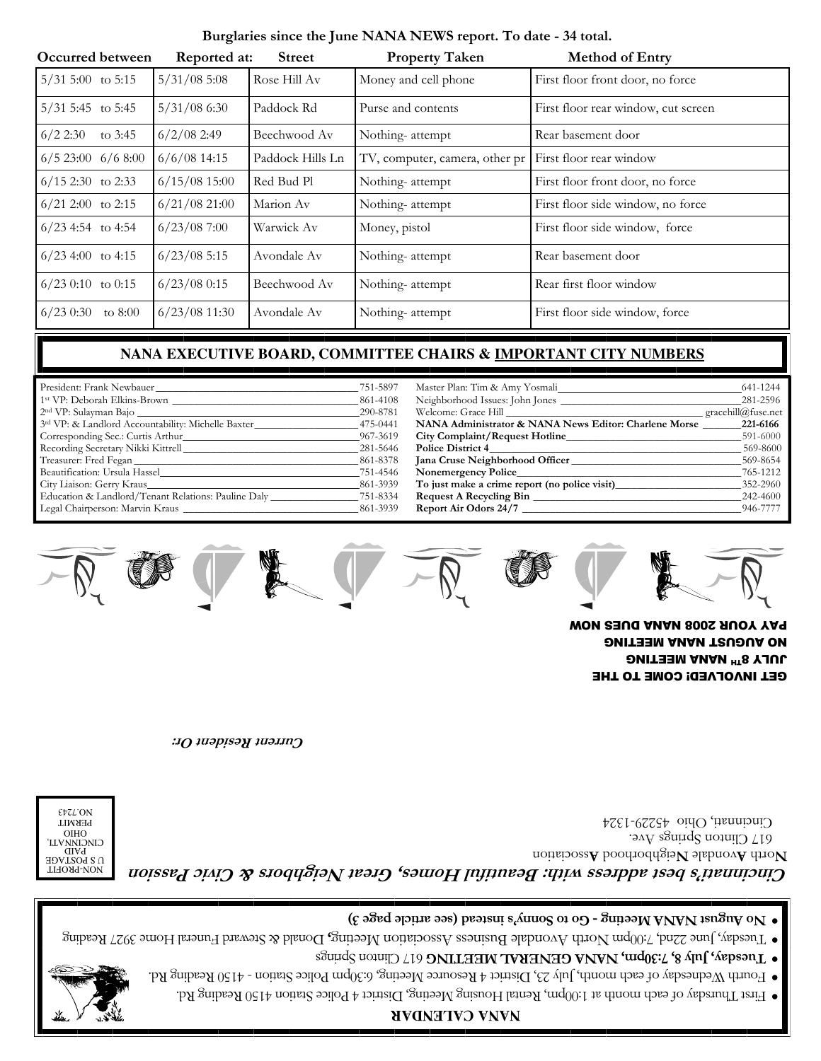**Burglaries since the June NANA NEWS report. To date - 34 total.**

| Occurred between | Reported at: | Street | Property Taken | Method of Entry |
|---|---|---|---|---|
| 5/31 5:00 to 5:15 | 5/31/08 5:08 | Rose Hill Av | Money and cell phone | First floor front door, no force |
| 5/31 5:45 to 5:45 | 5/31/08 6:30 | Paddock Rd | Purse and contents | First floor rear window, cut screen |
| 6/2 2:30 to 3:45 | 6/2/08 2:49 | Beechwood Av | Nothing- attempt | Rear basement door |
| 6/5 23:00 6/6 8:00 | 6/6/08 14:15 | Paddock Hills Ln | TV, computer, camera, other pr | First floor rear window |
| 6/15 2:30 to 2:33 | 6/15/08 15:00 | Red Bud Pl | Nothing- attempt | First floor front door, no force |
| 6/21 2:00 to 2:15 | 6/21/08 21:00 | Marion Av | Nothing- attempt | First floor side window, no force |
| 6/23 4:54 to 4:54 | 6/23/08 7:00 | Warwick Av | Money, pistol | First floor side window, force |
| 6/23 4:00 to 4:15 | 6/23/08 5:15 | Avondale Av | Nothing- attempt | Rear basement door |
| 6/23 0:10 to 0:15 | 6/23/08 0:15 | Beechwood Av | Nothing- attempt | Rear first floor window |
| 6/23 0:30 to 8:00 | 6/23/08 11:30 | Avondale Av | Nothing- attempt | First floor side window, force |

## NANA EXECUTIVE BOARD, COMMITTEE CHAIRS & IMPORTANT CITY NUMBERS

| | |
|---|---|
| President: Frank Newbauer | 751-5897 |
| 1st VP: Deborah Elkins-Brown | 861-4108 |
| 2nd VP: Sulayman Bajo | 290-8781 |
| 3rd VP: & Landlord Accountability: Michelle Baxter | 475-0441 |
| Corresponding Sec.: Curtis Arthur | 967-3619 |
| Recording Secretary Nikki Kittrell | 281-5646 |
| Treasurer: Fred Fegan | 861-8378 |
| Beautification: Ursula Hassel | 751-4546 |
| City Liaison: Gerry Kraus | 861-3939 |
| Education & Landlord/Tenant Relations: Pauline Daly | 751-8334 |
| Legal Chairperson: Marvin Kraus | 861-3939 |
| Master Plan: Tim & Amy Yosmali | 641-1244 |
| Neighborhood Issues: John Jones | 281-2596 |
| Welcome: Grace Hill | gracehill@fuse.net |
| **NANA Administrator & NANA News Editor: Charlene Morse** | **221-6166** |
| **City Complaint/Request Hotline** | 591-6000 |
| **Police District 4** | 569-8600 |
| **Jana Cruse Neighborhood Officer** | 569-8654 |
| **Nonemergency Police** | 765-1212 |
| **To just make a crime report (no police visit)** | 352-2960 |
| **Request A Recycling Bin** | 242-4600 |
| **Report Air Odors 24/7** | 946-7777 |

**GET INVOLVED! COME TO THE JULY 8TH NANA MEETING**
**NO AUGUST NANA MEETING**
**PAY YOUR 2008 NANA DUES NOW**

*Current Resident Or:*

***Cincinnati's best address with: Beautiful Homes, Great Neighbors & Civic Passion***

North Avondale Neighborhood Association
617 Clinton Springs Ave.
Cincinnati, Ohio 45229-1324

NON-PROFIT
U S POSTAGE
PAID
CINCINNATI, OHIO
PERMIT
NO.7243

## NANA CALENDAR

- First Thursday of each month at 1:00pm, Rental Housing Meeting, District 4 Police Station 4150 Reading Rd.
- Fourth Wednesday of each month, July 23, District 4 Resource Meeting, 6:30pm Police Station - 4150 Reading Rd.
- **Tuesday, July 8, 7:30pm, NANA GENERAL MEETING** 617 Clinton Springs
- Tuesday, June 22nd, 7:00pm North Avondale Business Association Meeting, Donald & Steward Funeral Home 3927 Reading
- **No August NANA Meeting - Go to Sonny's instead (see article page 3)**